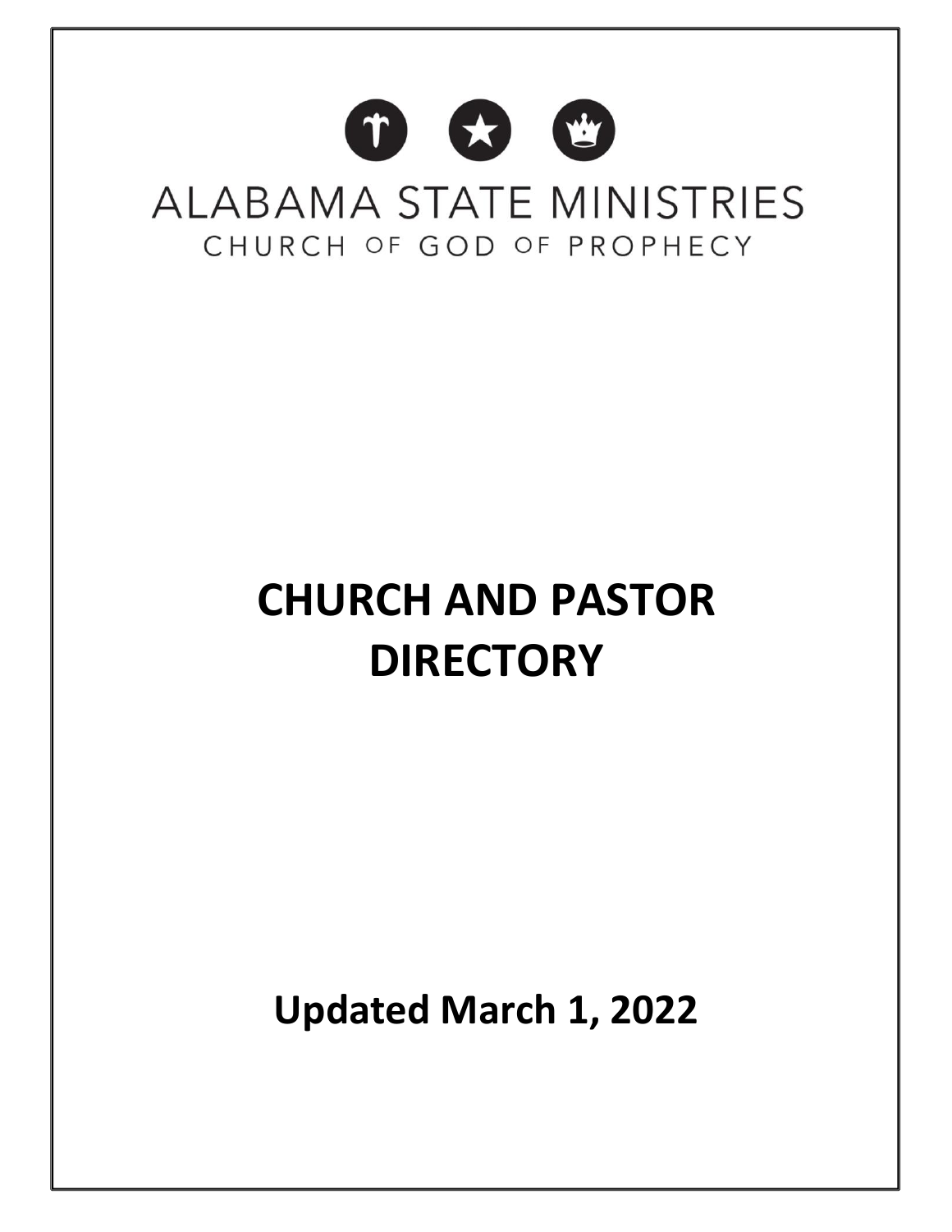ALABAMA STATE MINISTRIES

CHURCH OF GOD OF PROPHECY

# CHURCH AND PASTOR DIRECTORY

**Updated March 1, 2022**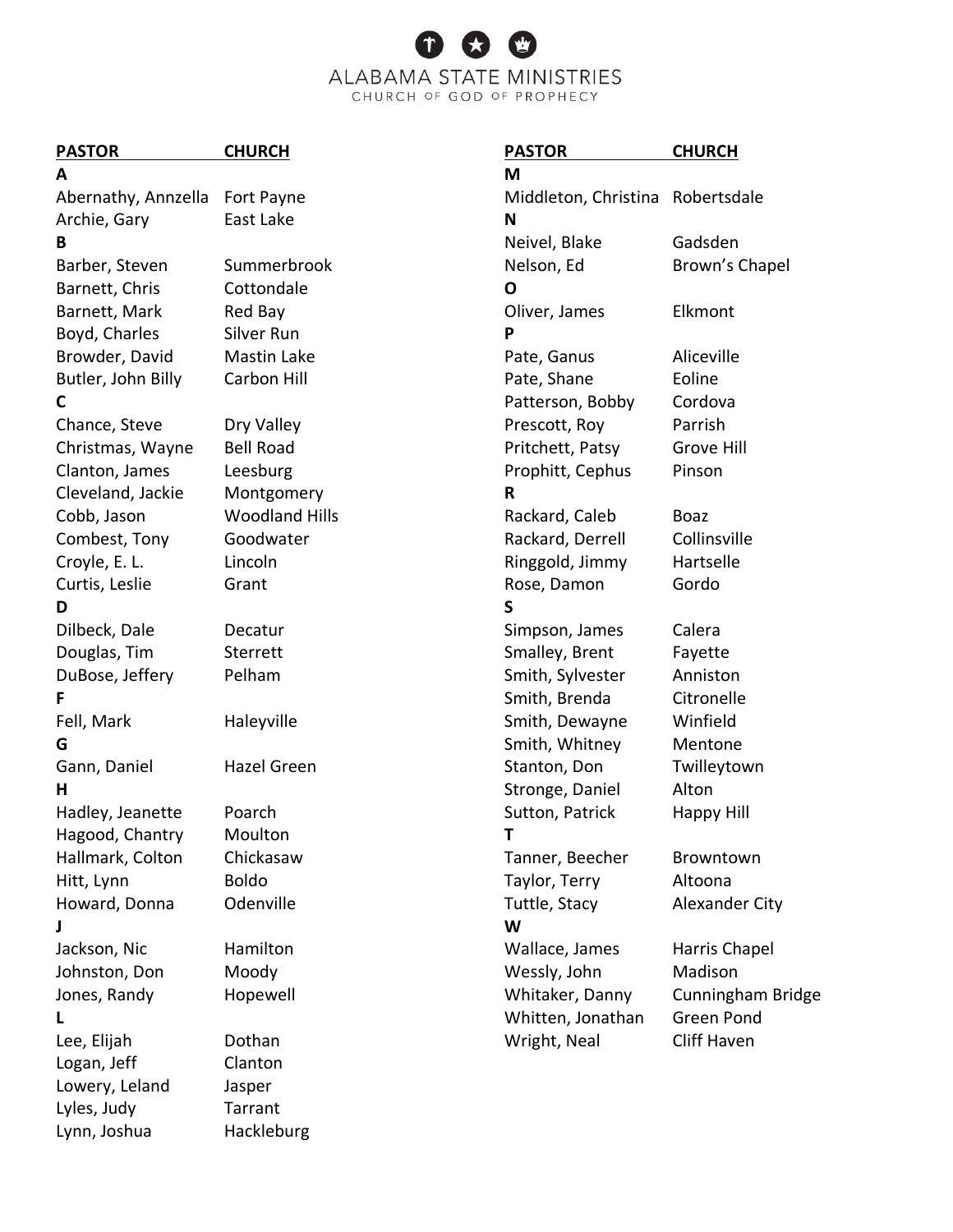# ALABAMA STATE MINISTRIES

CHURCH OF GOD OF PROPHECY

| PASTOR | CHURCH |
|---|---|
| **A** | |
| Abernathy, Annzella | Fort Payne |
| Archie, Gary | East Lake |
| **B** | |
| Barber, Steven | Summerbrook |
| Barnett, Chris | Cottondale |
| Barnett, Mark | Red Bay |
| Boyd, Charles | Silver Run |
| Browder, David | Mastin Lake |
| Butler, John Billy | Carbon Hill |
| **C** | |
| Chance, Steve | Dry Valley |
| Christmas, Wayne | Bell Road |
| Clanton, James | Leesburg |
| Cleveland, Jackie | Montgomery |
| Cobb, Jason | Woodland Hills |
| Combest, Tony | Goodwater |
| Croyle, E. L. | Lincoln |
| Curtis, Leslie | Grant |
| **D** | |
| Dilbeck, Dale | Decatur |
| Douglas, Tim | Sterrett |
| DuBose, Jeffery | Pelham |
| **F** | |
| Fell, Mark | Haleyville |
| **G** | |
| Gann, Daniel | Hazel Green |
| **H** | |
| Hadley, Jeanette | Poarch |
| Hagood, Chantry | Moulton |
| Hallmark, Colton | Chickasaw |
| Hitt, Lynn | Boldo |
| Howard, Donna | Odenville |
| **J** | |
| Jackson, Nic | Hamilton |
| Johnston, Don | Moody |
| Jones, Randy | Hopewell |
| **L** | |
| Lee, Elijah | Dothan |
| Logan, Jeff | Clanton |
| Lowery, Leland | Jasper |
| Lyles, Judy | Tarrant |
| Lynn, Joshua | Hackleburg |
| **M** | |
| Middleton, Christina | Robertsdale |
| **N** | |
| Neivel, Blake | Gadsden |
| Nelson, Ed | Brown's Chapel |
| **O** | |
| Oliver, James | Elkmont |
| **P** | |
| Pate, Ganus | Aliceville |
| Pate, Shane | Eoline |
| Patterson, Bobby | Cordova |
| Prescott, Roy | Parrish |
| Pritchett, Patsy | Grove Hill |
| Prophitt, Cephus | Pinson |
| **R** | |
| Rackard, Caleb | Boaz |
| Rackard, Derrell | Collinsville |
| Ringgold, Jimmy | Hartselle |
| Rose, Damon | Gordo |
| **S** | |
| Simpson, James | Calera |
| Smalley, Brent | Fayette |
| Smith, Sylvester | Anniston |
| Smith, Brenda | Citronelle |
| Smith, Dewayne | Winfield |
| Smith, Whitney | Mentone |
| Stanton, Don | Twilleytown |
| Stronge, Daniel | Alton |
| Sutton, Patrick | Happy Hill |
| **T** | |
| Tanner, Beecher | Browntown |
| Taylor, Terry | Altoona |
| Tuttle, Stacy | Alexander City |
| **W** | |
| Wallace, James | Harris Chapel |
| Wessly, John | Madison |
| Whitaker, Danny | Cunningham Bridge |
| Whitten, Jonathan | Green Pond |
| Wright, Neal | Cliff Haven |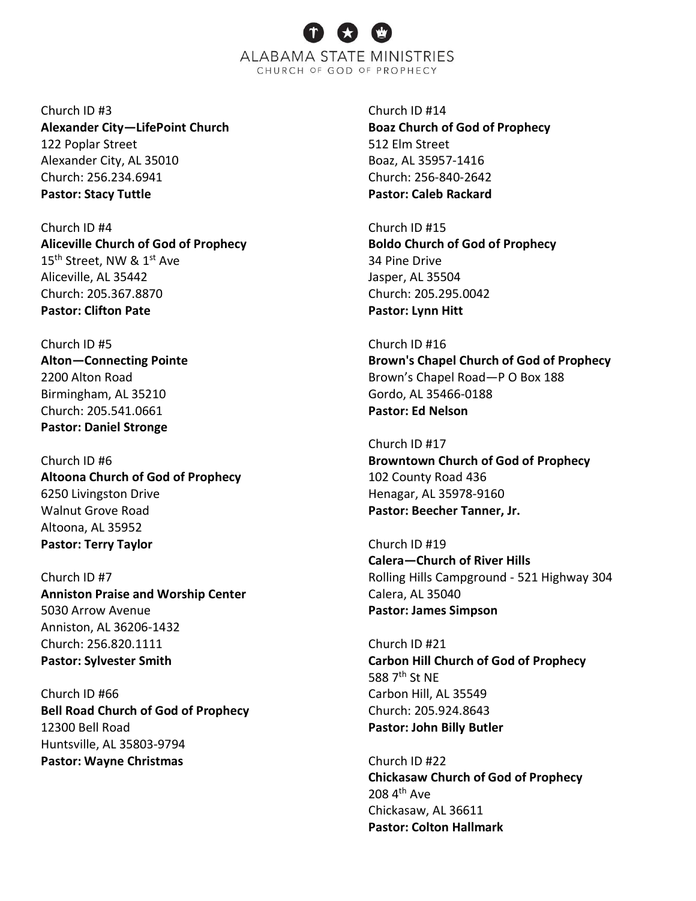Church ID #3
**Alexander City—LifePoint Church**
122 Poplar Street
Alexander City, AL 35010
Church: 256.234.6941
**Pastor: Stacy Tuttle**

Church ID #4
**Aliceville Church of God of Prophecy**
15th Street, NW & 1st Ave
Aliceville, AL 35442
Church: 205.367.8870
**Pastor: Clifton Pate**

Church ID #5
**Alton—Connecting Pointe**
2200 Alton Road
Birmingham, AL 35210
Church: 205.541.0661
**Pastor: Daniel Stronge**

Church ID #6
**Altoona Church of God of Prophecy**
6250 Livingston Drive
Walnut Grove Road
Altoona, AL 35952
**Pastor: Terry Taylor**

Church ID #7
**Anniston Praise and Worship Center**
5030 Arrow Avenue
Anniston, AL 36206-1432
Church: 256.820.1111
**Pastor: Sylvester Smith**

Church ID #66
**Bell Road Church of God of Prophecy**
12300 Bell Road
Huntsville, AL 35803-9794
**Pastor: Wayne Christmas**

Church ID #14
**Boaz Church of God of Prophecy**
512 Elm Street
Boaz, AL 35957-1416
Church: 256-840-2642
**Pastor: Caleb Rackard**

Church ID #15
**Boldo Church of God of Prophecy**
34 Pine Drive
Jasper, AL 35504
Church: 205.295.0042
**Pastor: Lynn Hitt**

Church ID #16
**Brown's Chapel Church of God of Prophecy**
Brown's Chapel Road—P O Box 188
Gordo, AL 35466-0188
**Pastor: Ed Nelson**

Church ID #17
**Browntown Church of God of Prophecy**
102 County Road 436
Henagar, AL 35978-9160
**Pastor: Beecher Tanner, Jr.**

Church ID #19
**Calera—Church of River Hills**
Rolling Hills Campground - 521 Highway 304
Calera, AL 35040
**Pastor: James Simpson**

Church ID #21
**Carbon Hill Church of God of Prophecy**
588 7th St NE
Carbon Hill, AL 35549
Church: 205.924.8643
**Pastor: John Billy Butler**

Church ID #22
**Chickasaw Church of God of Prophecy**
208 4th Ave
Chickasaw, AL 36611
**Pastor: Colton Hallmark**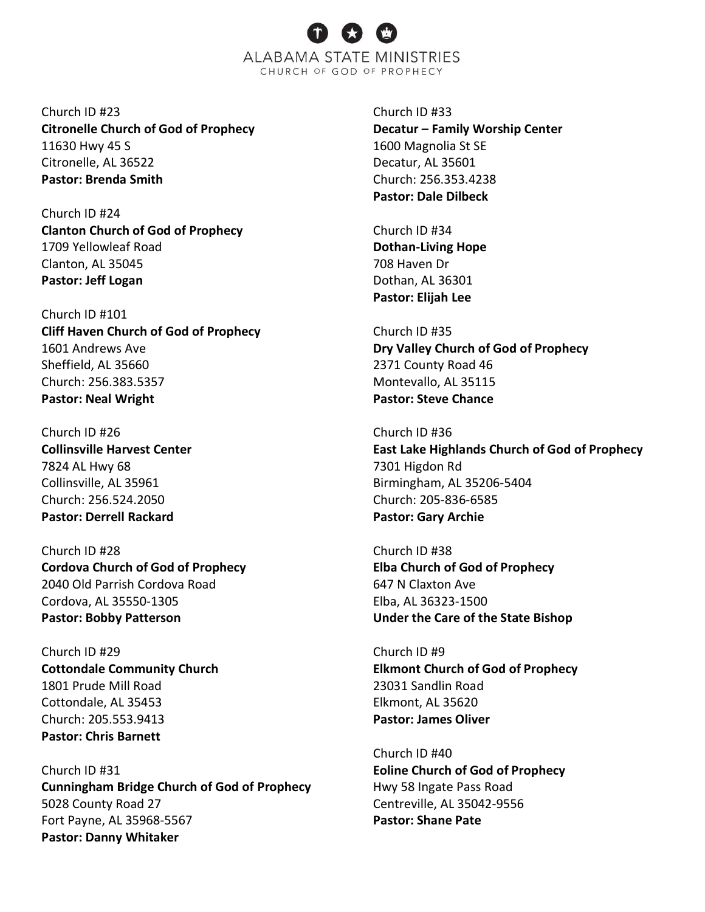Church ID #23
**Citronelle Church of God of Prophecy**
11630 Hwy 45 S
Citronelle, AL 36522
**Pastor: Brenda Smith**

Church ID #24
**Clanton Church of God of Prophecy**
1709 Yellowleaf Road
Clanton, AL 35045
**Pastor: Jeff Logan**

Church ID #101
**Cliff Haven Church of God of Prophecy**
1601 Andrews Ave
Sheffield, AL 35660
Church: 256.383.5357
**Pastor: Neal Wright**

Church ID #26
**Collinsville Harvest Center**
7824 AL Hwy 68
Collinsville, AL 35961
Church: 256.524.2050
**Pastor: Derrell Rackard**

Church ID #28
**Cordova Church of God of Prophecy**
2040 Old Parrish Cordova Road
Cordova, AL 35550-1305
**Pastor: Bobby Patterson**

Church ID #29
**Cottondale Community Church**
1801 Prude Mill Road
Cottondale, AL 35453
Church: 205.553.9413
**Pastor: Chris Barnett**

Church ID #31
**Cunningham Bridge Church of God of Prophecy**
5028 County Road 27
Fort Payne, AL 35968-5567
**Pastor: Danny Whitaker**

Church ID #33
**Decatur – Family Worship Center**
1600 Magnolia St SE
Decatur, AL 35601
Church: 256.353.4238
**Pastor: Dale Dilbeck**

Church ID #34
**Dothan-Living Hope**
708 Haven Dr
Dothan, AL 36301
**Pastor: Elijah Lee**

Church ID #35
**Dry Valley Church of God of Prophecy**
2371 County Road 46
Montevallo, AL 35115
**Pastor: Steve Chance**

Church ID #36
**East Lake Highlands Church of God of Prophecy**
7301 Higdon Rd
Birmingham, AL 35206-5404
Church: 205-836-6585
**Pastor: Gary Archie**

Church ID #38
**Elba Church of God of Prophecy**
647 N Claxton Ave
Elba, AL 36323-1500
**Under the Care of the State Bishop**

Church ID #9
**Elkmont Church of God of Prophecy**
23031 Sandlin Road
Elkmont, AL 35620
**Pastor: James Oliver**

Church ID #40
**Eoline Church of God of Prophecy**
Hwy 58 Ingate Pass Road
Centreville, AL 35042-9556
**Pastor: Shane Pate**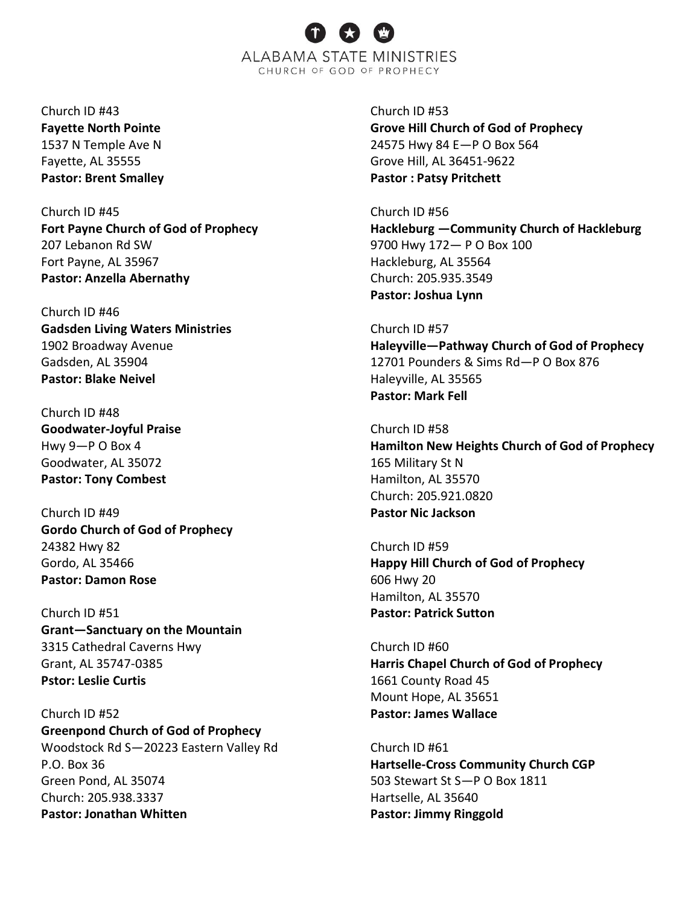Church ID #43
**Fayette North Pointe**
1537 N Temple Ave N
Fayette, AL 35555
**Pastor: Brent Smalley**

Church ID #45
**Fort Payne Church of God of Prophecy**
207 Lebanon Rd SW
Fort Payne, AL 35967
**Pastor: Anzella Abernathy**

Church ID #46
**Gadsden Living Waters Ministries**
1902 Broadway Avenue
Gadsden, AL 35904
**Pastor: Blake Neivel**

Church ID #48
**Goodwater-Joyful Praise**
Hwy 9—P O Box 4
Goodwater, AL 35072
**Pastor: Tony Combest**

Church ID #49
**Gordo Church of God of Prophecy**
24382 Hwy 82
Gordo, AL 35466
**Pastor: Damon Rose**

Church ID #51
**Grant—Sanctuary on the Mountain**
3315 Cathedral Caverns Hwy
Grant, AL 35747-0385
**Pstor: Leslie Curtis**

Church ID #52
**Greenpond Church of God of Prophecy**
Woodstock Rd S—20223 Eastern Valley Rd
P.O. Box 36
Green Pond, AL 35074
Church: 205.938.3337
**Pastor: Jonathan Whitten**

Church ID #53
**Grove Hill Church of God of Prophecy**
24575 Hwy 84 E—P O Box 564
Grove Hill, AL 36451-9622
**Pastor : Patsy Pritchett**

Church ID #56
**Hackleburg —Community Church of Hackleburg**
9700 Hwy 172— P O Box 100
Hackleburg, AL 35564
Church: 205.935.3549
**Pastor: Joshua Lynn**

Church ID #57
**Haleyville—Pathway Church of God of Prophecy**
12701 Pounders & Sims Rd—P O Box 876
Haleyville, AL 35565
**Pastor: Mark Fell**

Church ID #58
**Hamilton New Heights Church of God of Prophecy**
165 Military St N
Hamilton, AL 35570
Church: 205.921.0820
**Pastor Nic Jackson**

Church ID #59
**Happy Hill Church of God of Prophecy**
606 Hwy 20
Hamilton, AL 35570
**Pastor: Patrick Sutton**

Church ID #60
**Harris Chapel Church of God of Prophecy**
1661 County Road 45
Mount Hope, AL 35651
**Pastor: James Wallace**

Church ID #61
**Hartselle-Cross Community Church CGP**
503 Stewart St S—P O Box 1811
Hartselle, AL 35640
**Pastor: Jimmy Ringgold**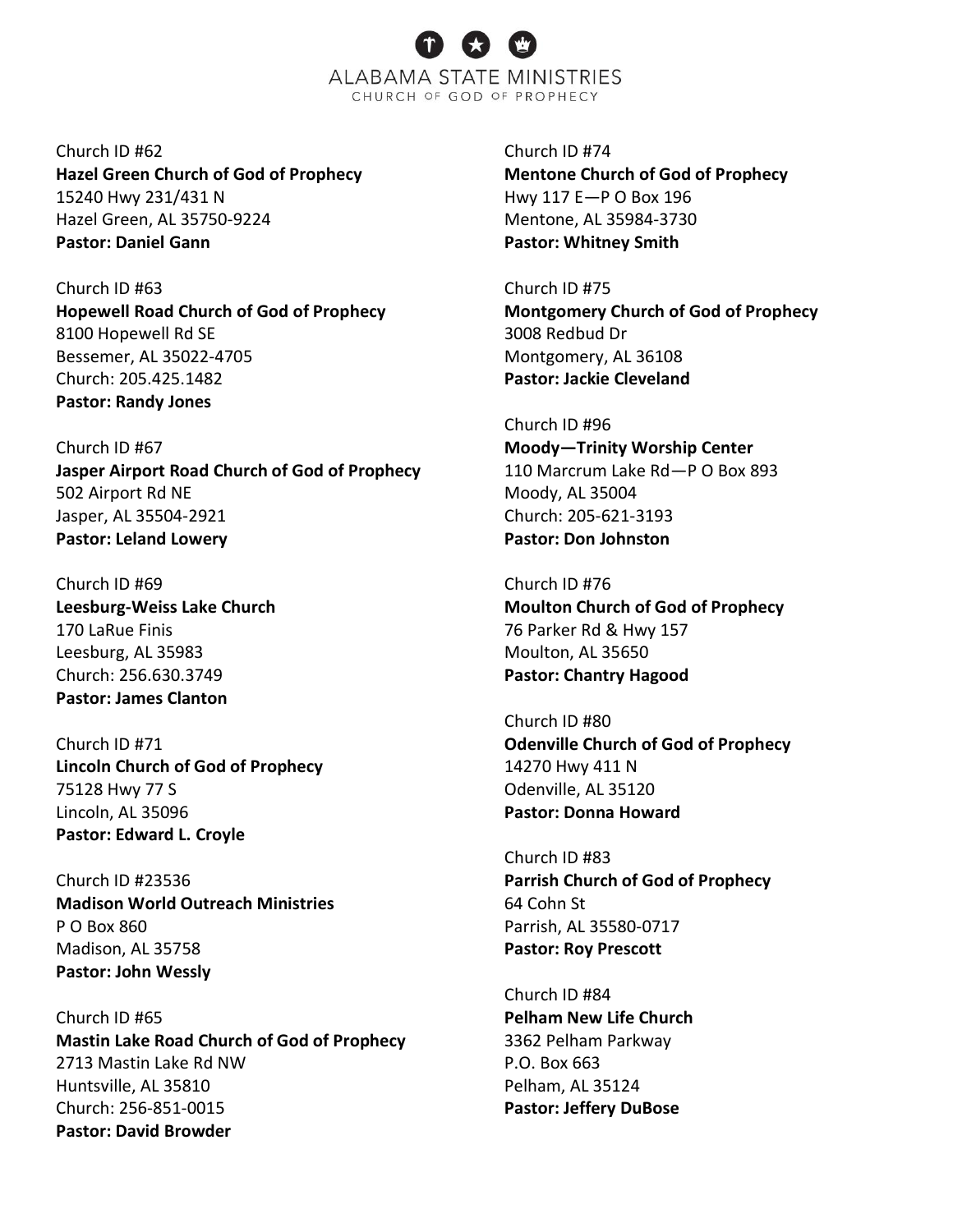Church ID #62
**Hazel Green Church of God of Prophecy**
15240 Hwy 231/431 N
Hazel Green, AL 35750-9224
**Pastor: Daniel Gann**

Church ID #63
**Hopewell Road Church of God of Prophecy**
8100 Hopewell Rd SE
Bessemer, AL 35022-4705
Church: 205.425.1482
**Pastor: Randy Jones**

Church ID #67
**Jasper Airport Road Church of God of Prophecy**
502 Airport Rd NE
Jasper, AL 35504-2921
**Pastor: Leland Lowery**

Church ID #69
**Leesburg-Weiss Lake Church**
170 LaRue Finis
Leesburg, AL 35983
Church: 256.630.3749
**Pastor: James Clanton**

Church ID #71
**Lincoln Church of God of Prophecy**
75128 Hwy 77 S
Lincoln, AL 35096
**Pastor: Edward L. Croyle**

Church ID #23536
**Madison World Outreach Ministries**
P O Box 860
Madison, AL 35758
**Pastor: John Wessly**

Church ID #65
**Mastin Lake Road Church of God of Prophecy**
2713 Mastin Lake Rd NW
Huntsville, AL 35810
Church: 256-851-0015
**Pastor: David Browder**

Church ID #74
**Mentone Church of God of Prophecy**
Hwy 117 E—P O Box 196
Mentone, AL 35984-3730
**Pastor: Whitney Smith**

Church ID #75
**Montgomery Church of God of Prophecy**
3008 Redbud Dr
Montgomery, AL 36108
**Pastor: Jackie Cleveland**

Church ID #96
**Moody—Trinity Worship Center**
110 Marcrum Lake Rd—P O Box 893
Moody, AL 35004
Church: 205-621-3193
**Pastor: Don Johnston**

Church ID #76
**Moulton Church of God of Prophecy**
76 Parker Rd & Hwy 157
Moulton, AL 35650
**Pastor: Chantry Hagood**

Church ID #80
**Odenville Church of God of Prophecy**
14270 Hwy 411 N
Odenville, AL 35120
**Pastor: Donna Howard**

Church ID #83
**Parrish Church of God of Prophecy**
64 Cohn St
Parrish, AL 35580-0717
**Pastor: Roy Prescott**

Church ID #84
**Pelham New Life Church**
3362 Pelham Parkway
P.O. Box 663
Pelham, AL 35124
**Pastor: Jeffery DuBose**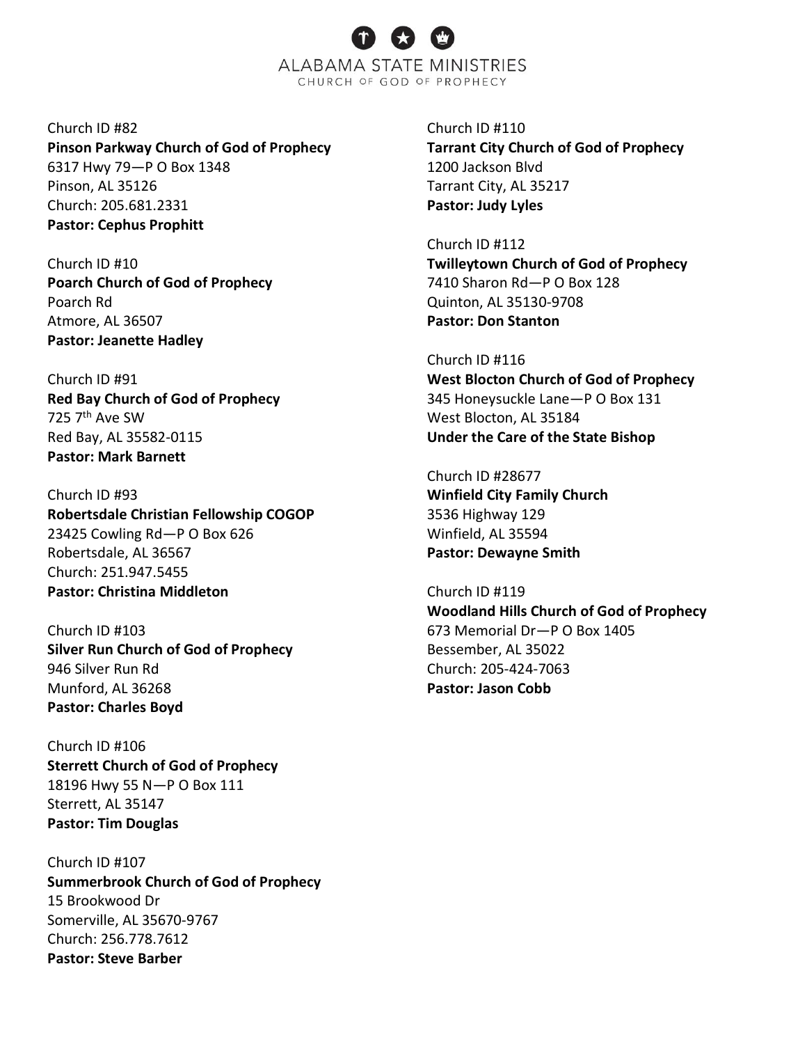Church ID #82
**Pinson Parkway Church of God of Prophecy**
6317 Hwy 79—P O Box 1348
Pinson, AL 35126
Church: 205.681.2331
**Pastor: Cephus Prophitt**

Church ID #10
**Poarch Church of God of Prophecy**
Poarch Rd
Atmore, AL 36507
**Pastor: Jeanette Hadley**

Church ID #91
**Red Bay Church of God of Prophecy**
725 7th Ave SW
Red Bay, AL 35582-0115
**Pastor: Mark Barnett**

Church ID #93
**Robertsdale Christian Fellowship COGOP**
23425 Cowling Rd—P O Box 626
Robertsdale, AL 36567
Church: 251.947.5455
**Pastor: Christina Middleton**

Church ID #103
**Silver Run Church of God of Prophecy**
946 Silver Run Rd
Munford, AL 36268
**Pastor: Charles Boyd**

Church ID #106
**Sterrett Church of God of Prophecy**
18196 Hwy 55 N—P O Box 111
Sterrett, AL 35147
**Pastor: Tim Douglas**

Church ID #107
**Summerbrook Church of God of Prophecy**
15 Brookwood Dr
Somerville, AL 35670-9767
Church: 256.778.7612
**Pastor: Steve Barber**

Church ID #110
**Tarrant City Church of God of Prophecy**
1200 Jackson Blvd
Tarrant City, AL 35217
**Pastor: Judy Lyles**

Church ID #112
**Twilleytown Church of God of Prophecy**
7410 Sharon Rd—P O Box 128
Quinton, AL 35130-9708
**Pastor: Don Stanton**

Church ID #116
**West Blocton Church of God of Prophecy**
345 Honeysuckle Lane—P O Box 131
West Blocton, AL 35184
**Under the Care of the State Bishop**

Church ID #28677
**Winfield City Family Church**
3536 Highway 129
Winfield, AL 35594
**Pastor: Dewayne Smith**

Church ID #119
**Woodland Hills Church of God of Prophecy**
673 Memorial Dr—P O Box 1405
Bessember, AL 35022
Church: 205-424-7063
**Pastor: Jason Cobb**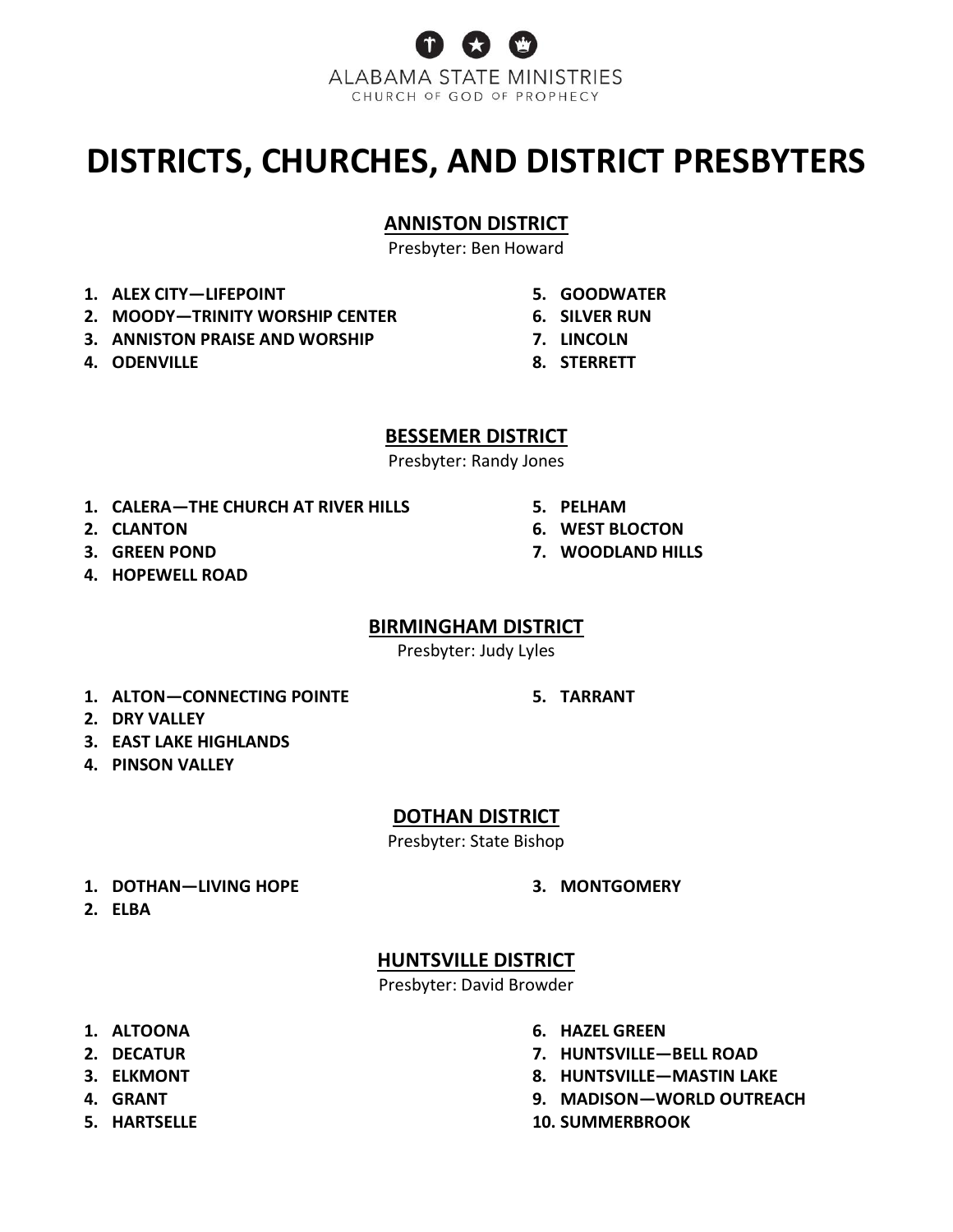ALABAMA STATE MINISTRIES
CHURCH OF GOD OF PROPHECY

# DISTRICTS, CHURCHES, AND DISTRICT PRESBYTERS

## ANNISTON DISTRICT

Presbyter: Ben Howard

1. **ALEX CITY—LIFEPOINT**
2. **MOODY—TRINITY WORSHIP CENTER**
3. **ANNISTON PRAISE AND WORSHIP**
4. **ODENVILLE**
5. **GOODWATER**
6. **SILVER RUN**
7. **LINCOLN**
8. **STERRETT**

## BESSEMER DISTRICT

Presbyter: Randy Jones

1. **CALERA—THE CHURCH AT RIVER HILLS**
2. **CLANTON**
3. **GREEN POND**
4. **HOPEWELL ROAD**
5. **PELHAM**
6. **WEST BLOCTON**
7. **WOODLAND HILLS**

## BIRMINGHAM DISTRICT

Presbyter: Judy Lyles

1. **ALTON—CONNECTING POINTE**
2. **DRY VALLEY**
3. **EAST LAKE HIGHLANDS**
4. **PINSON VALLEY**
5. **TARRANT**

## DOTHAN DISTRICT

Presbyter: State Bishop

1. **DOTHAN—LIVING HOPE**
2. **ELBA**
3. **MONTGOMERY**

## HUNTSVILLE DISTRICT

Presbyter: David Browder

1. **ALTOONA**
2. **DECATUR**
3. **ELKMONT**
4. **GRANT**
5. **HARTSELLE**
6. **HAZEL GREEN**
7. **HUNTSVILLE—BELL ROAD**
8. **HUNTSVILLE—MASTIN LAKE**
9. **MADISON—WORLD OUTREACH**
10. **SUMMERBROOK**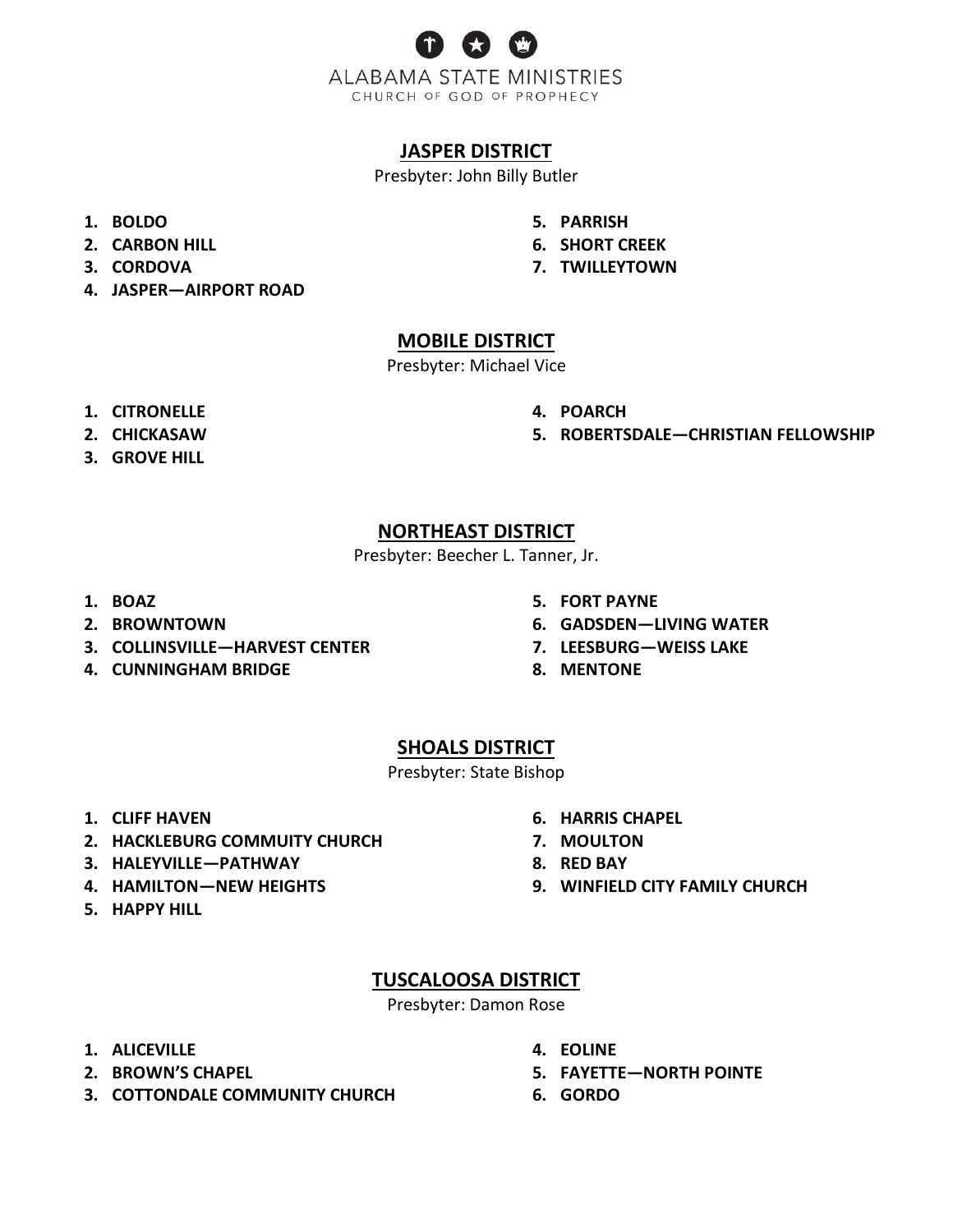ALABAMA STATE MINISTRIES
CHURCH OF GOD OF PROPHECY

## JASPER DISTRICT

Presbyter: John Billy Butler

1. **BOLDO**
2. **CARBON HILL**
3. **CORDOVA**
4. **JASPER—AIRPORT ROAD**
5. **PARRISH**
6. **SHORT CREEK**
7. **TWILLEYTOWN**

## MOBILE DISTRICT

Presbyter: Michael Vice

1. **CITRONELLE**
2. **CHICKASAW**
3. **GROVE HILL**
4. **POARCH**
5. **ROBERTSDALE—CHRISTIAN FELLOWSHIP**

## NORTHEAST DISTRICT

Presbyter: Beecher L. Tanner, Jr.

1. **BOAZ**
2. **BROWNTOWN**
3. **COLLINSVILLE—HARVEST CENTER**
4. **CUNNINGHAM BRIDGE**
5. **FORT PAYNE**
6. **GADSDEN—LIVING WATER**
7. **LEESBURG—WEISS LAKE**
8. **MENTONE**

## SHOALS DISTRICT

Presbyter: State Bishop

1. **CLIFF HAVEN**
2. **HACKLEBURG COMMUITY CHURCH**
3. **HALEYVILLE—PATHWAY**
4. **HAMILTON—NEW HEIGHTS**
5. **HAPPY HILL**
6. **HARRIS CHAPEL**
7. **MOULTON**
8. **RED BAY**
9. **WINFIELD CITY FAMILY CHURCH**

## TUSCALOOSA DISTRICT

Presbyter: Damon Rose

1. **ALICEVILLE**
2. **BROWN'S CHAPEL**
3. **COTTONDALE COMMUNITY CHURCH**
4. **EOLINE**
5. **FAYETTE—NORTH POINTE**
6. **GORDO**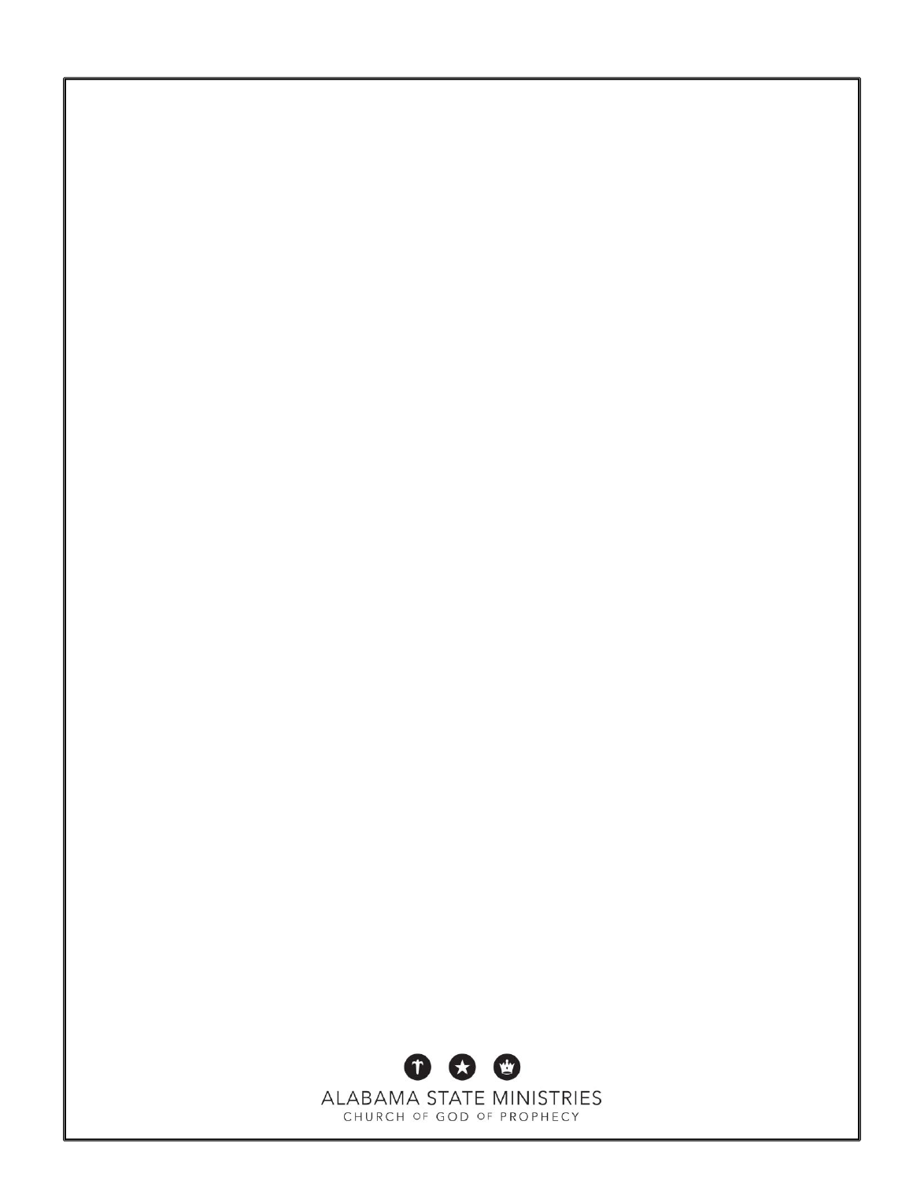ALABAMA STATE MINISTRIES

CHURCH OF GOD OF PROPHECY